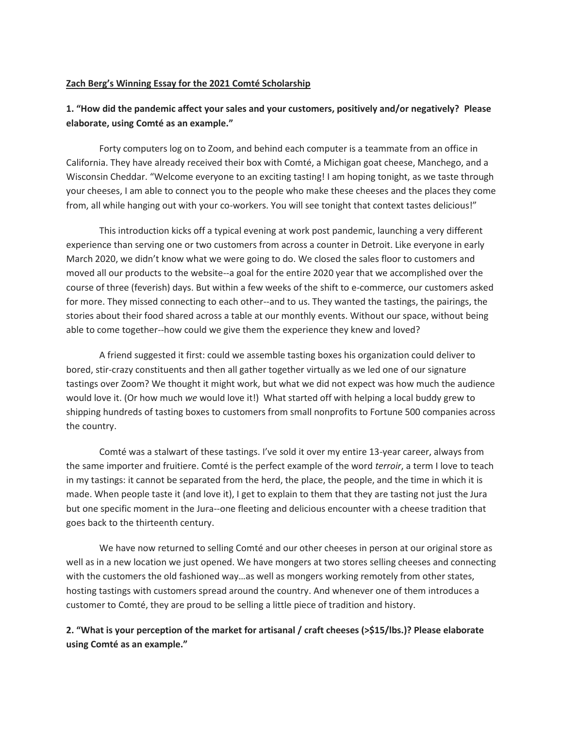**Zach Berg's Winning Essay for the 2021 Comté Scholarship**

**1. "How did the pandemic affect your sales and your customers, positively and/or negatively? Please elaborate, using Comté as an example."**

Forty computers log on to Zoom, and behind each computer is a teammate from an office in California. They have already received their box with Comté, a Michigan goat cheese, Manchego, and a Wisconsin Cheddar. "Welcome everyone to an exciting tasting! I am hoping tonight, as we taste through your cheeses, I am able to connect you to the people who make these cheeses and the places they come from, all while hanging out with your co-workers. You will see tonight that context tastes delicious!"

This introduction kicks off a typical evening at work post pandemic, launching a very different experience than serving one or two customers from across a counter in Detroit. Like everyone in early March 2020, we didn't know what we were going to do. We closed the sales floor to customers and moved all our products to the website--a goal for the entire 2020 year that we accomplished over the course of three (feverish) days. But within a few weeks of the shift to e-commerce, our customers asked for more. They missed connecting to each other--and to us. They wanted the tastings, the pairings, the stories about their food shared across a table at our monthly events. Without our space, without being able to come together--how could we give them the experience they knew and loved?

A friend suggested it first: could we assemble tasting boxes his organization could deliver to bored, stir-crazy constituents and then all gather together virtually as we led one of our signature tastings over Zoom? We thought it might work, but what we did not expect was how much the audience would love it. (Or how much *we* would love it!) What started off with helping a local buddy grew to shipping hundreds of tasting boxes to customers from small nonprofits to Fortune 500 companies across the country.

Comté was a stalwart of these tastings. I've sold it over my entire 13-year career, always from the same importer and fruitiere. Comté is the perfect example of the word *terroir*, a term I love to teach in my tastings: it cannot be separated from the herd, the place, the people, and the time in which it is made. When people taste it (and love it), I get to explain to them that they are tasting not just the Jura but one specific moment in the Jura--one fleeting and delicious encounter with a cheese tradition that goes back to the thirteenth century.

We have now returned to selling Comté and our other cheeses in person at our original store as well as in a new location we just opened. We have mongers at two stores selling cheeses and connecting with the customers the old fashioned way…as well as mongers working remotely from other states, hosting tastings with customers spread around the country. And whenever one of them introduces a customer to Comté, they are proud to be selling a little piece of tradition and history.

**2. "What is your perception of the market for artisanal / craft cheeses (>$15/lbs.)? Please elaborate using Comté as an example."**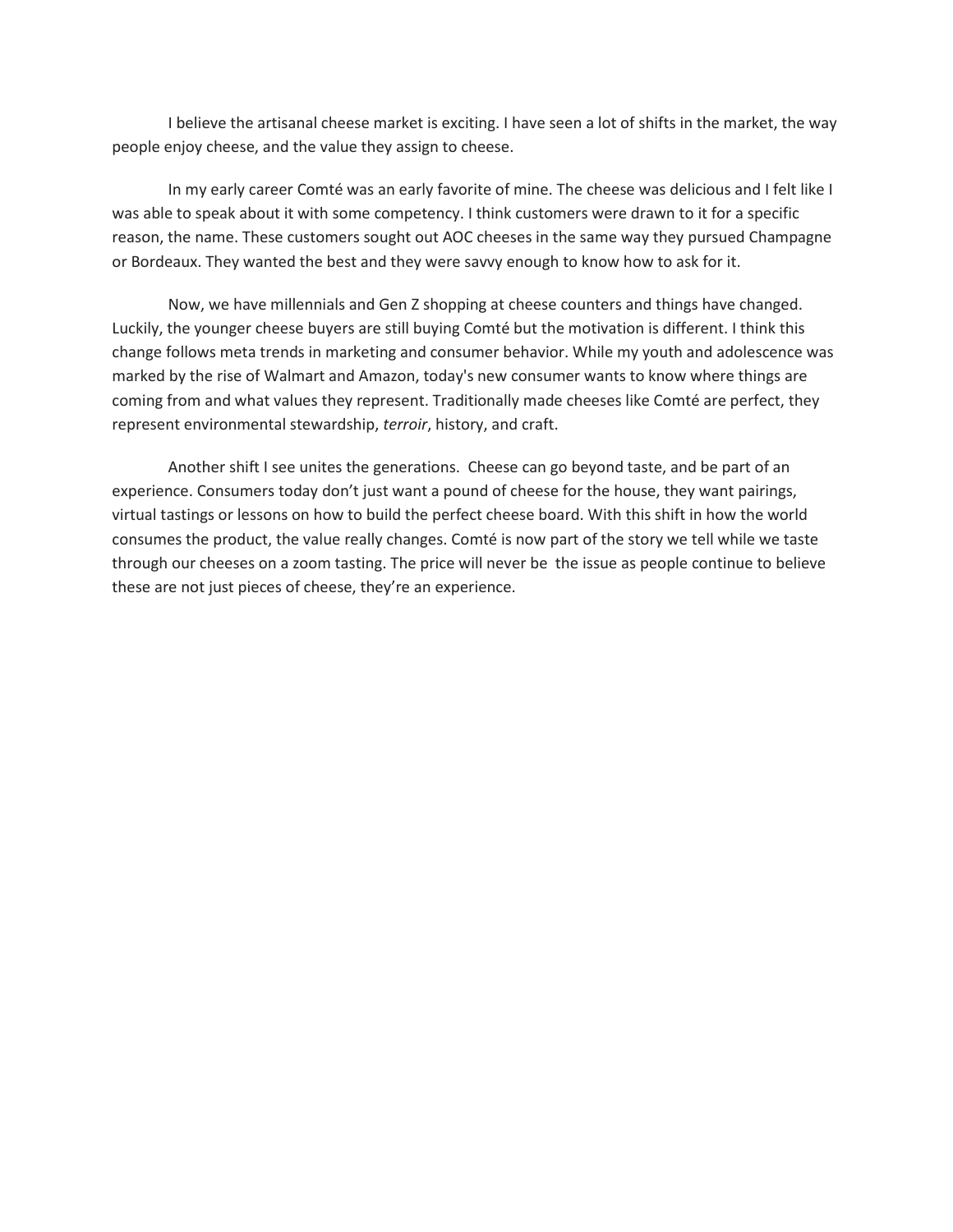I believe the artisanal cheese market is exciting. I have seen a lot of shifts in the market, the way people enjoy cheese, and the value they assign to cheese.

In my early career Comté was an early favorite of mine. The cheese was delicious and I felt like I was able to speak about it with some competency. I think customers were drawn to it for a specific reason, the name. These customers sought out AOC cheeses in the same way they pursued Champagne or Bordeaux. They wanted the best and they were savvy enough to know how to ask for it.

Now, we have millennials and Gen Z shopping at cheese counters and things have changed. Luckily, the younger cheese buyers are still buying Comté but the motivation is different. I think this change follows meta trends in marketing and consumer behavior. While my youth and adolescence was marked by the rise of Walmart and Amazon, today's new consumer wants to know where things are coming from and what values they represent. Traditionally made cheeses like Comté are perfect, they represent environmental stewardship, *terroir*, history, and craft.

Another shift I see unites the generations. Cheese can go beyond taste, and be part of an experience. Consumers today don't just want a pound of cheese for the house, they want pairings, virtual tastings or lessons on how to build the perfect cheese board. With this shift in how the world consumes the product, the value really changes. Comté is now part of the story we tell while we taste through our cheeses on a zoom tasting. The price will never be the issue as people continue to believe these are not just pieces of cheese, they're an experience.